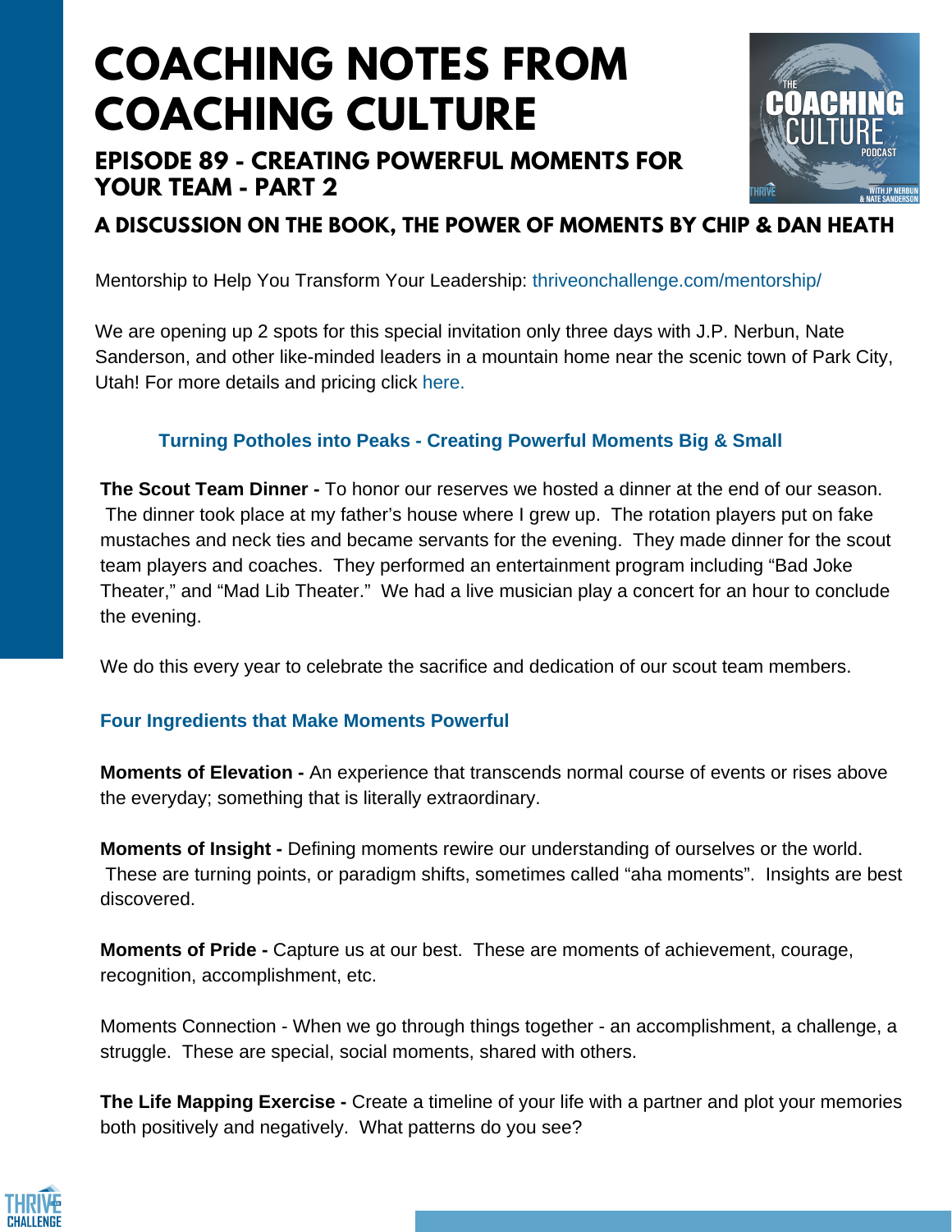# COACHING NOTES FROM COACHING CULTURE

## EPISODE 89 - CREATING POWERFUL MOMENTS FOR YOUR TEAM - PART 2

### A DISCUSSION ON THE BOOK, THE POWER OF MOMENTS BY CHIP & DAN HEATH

Mentorship to Help You Transform Your Leadership: thriveonchallenge.com/mentorship/

We are opening up 2 spots for this special invitation only three days with J.P. Nerbun, Nate Sanderson, and other like-minded leaders in a mountain home near the scenic town of Park City, Utah! For more details and pricing click here.

### Turning Potholes into Peaks - Creating Powerful Moments Big & Small

**The Scout Team Dinner -** To honor our reserves we hosted a dinner at the end of our season. The dinner took place at my father's house where I grew up. The rotation players put on fake mustaches and neck ties and became servants for the evening. They made dinner for the scout team players and coaches. They performed an entertainment program including "Bad Joke Theater," and "Mad Lib Theater." We had a live musician play a concert for an hour to conclude the evening.

We do this every year to celebrate the sacrifice and dedication of our scout team members.

### Four Ingredients that Make Moments Powerful

**Moments of Elevation -** An experience that transcends normal course of events or rises above the everyday; something that is literally extraordinary.

**Moments of Insight -** Defining moments rewire our understanding of ourselves or the world. These are turning points, or paradigm shifts, sometimes called "aha moments". Insights are best discovered.

**Moments of Pride -** Capture us at our best. These are moments of achievement, courage, recognition, accomplishment, etc.

Moments Connection - When we go through things together - an accomplishment, a challenge, a struggle. These are special, social moments, shared with others.

**The Life Mapping Exercise -** Create a timeline of your life with a partner and plot your memories both positively and negatively. What patterns do you see?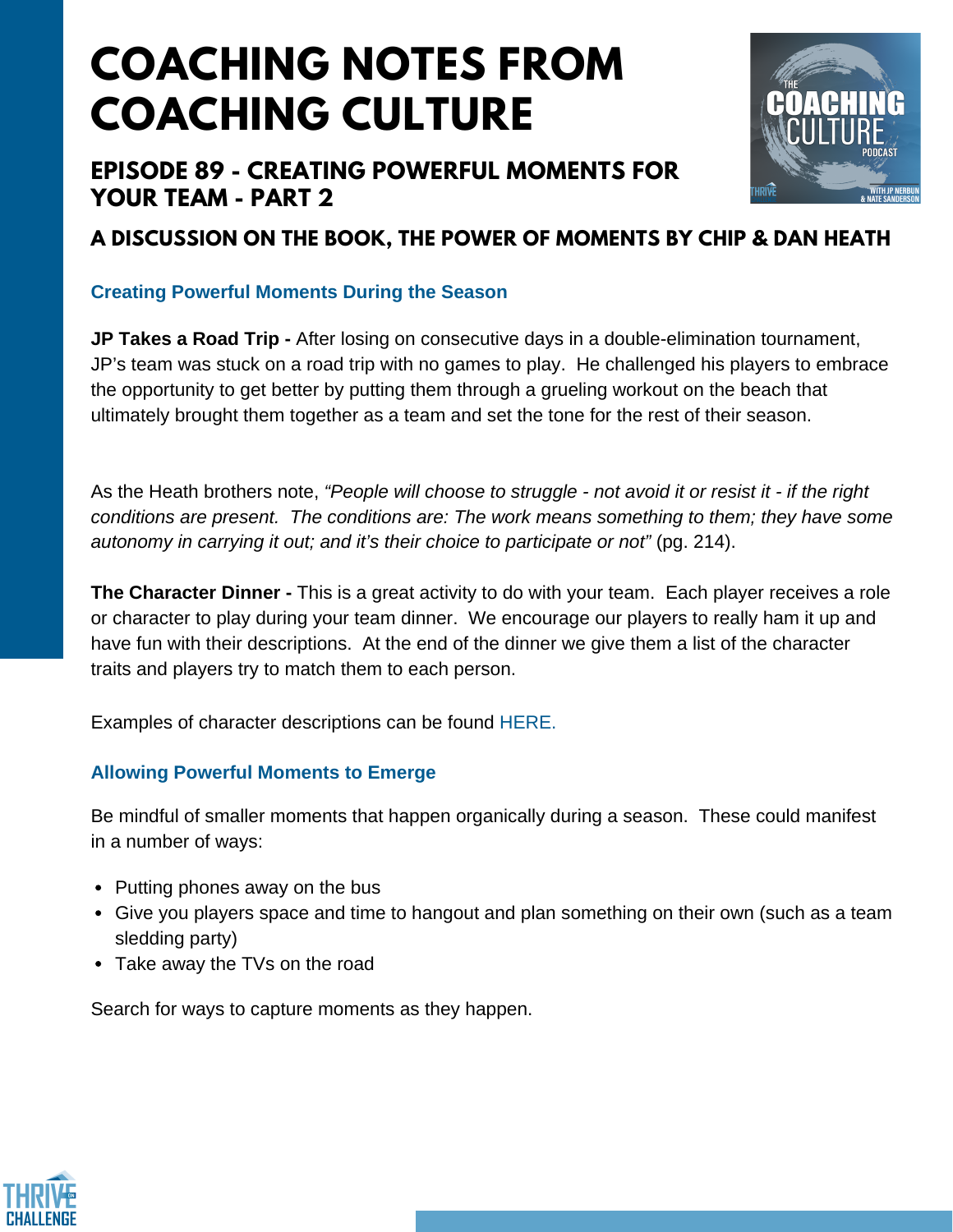# COACHING NOTES FROM COACHING CULTURE

## EPISODE 89 - CREATING POWERFUL MOMENTS FOR YOUR TEAM - PART 2

### A DISCUSSION ON THE BOOK, THE POWER OF MOMENTS BY CHIP & DAN HEATH

#### Creating Powerful Moments During the Season

**JP Takes a Road Trip -** After losing on consecutive days in a double-elimination tournament, JP's team was stuck on a road trip with no games to play. He challenged his players to embrace the opportunity to get better by putting them through a grueling workout on the beach that ultimately brought them together as a team and set the tone for the rest of their season.

As the Heath brothers note, *"People will choose to struggle - not avoid it or resist it - if the right conditions are present. The conditions are: The work means something to them; they have some autonomy in carrying it out; and it's their choice to participate or not"* (pg. 214).

**The Character Dinner -** This is a great activity to do with your team. Each player receives a role or character to play during your team dinner. We encourage our players to really ham it up and have fun with their descriptions. At the end of the dinner we give them a list of the character traits and players try to match them to each person.

Examples of character descriptions can be found HERE.

#### Allowing Powerful Moments to Emerge

Be mindful of smaller moments that happen organically during a season. These could manifest in a number of ways:

- Putting phones away on the bus
- Give you players space and time to hangout and plan something on their own (such as a team sledding party)
- Take away the TVs on the road

Search for ways to capture moments as they happen.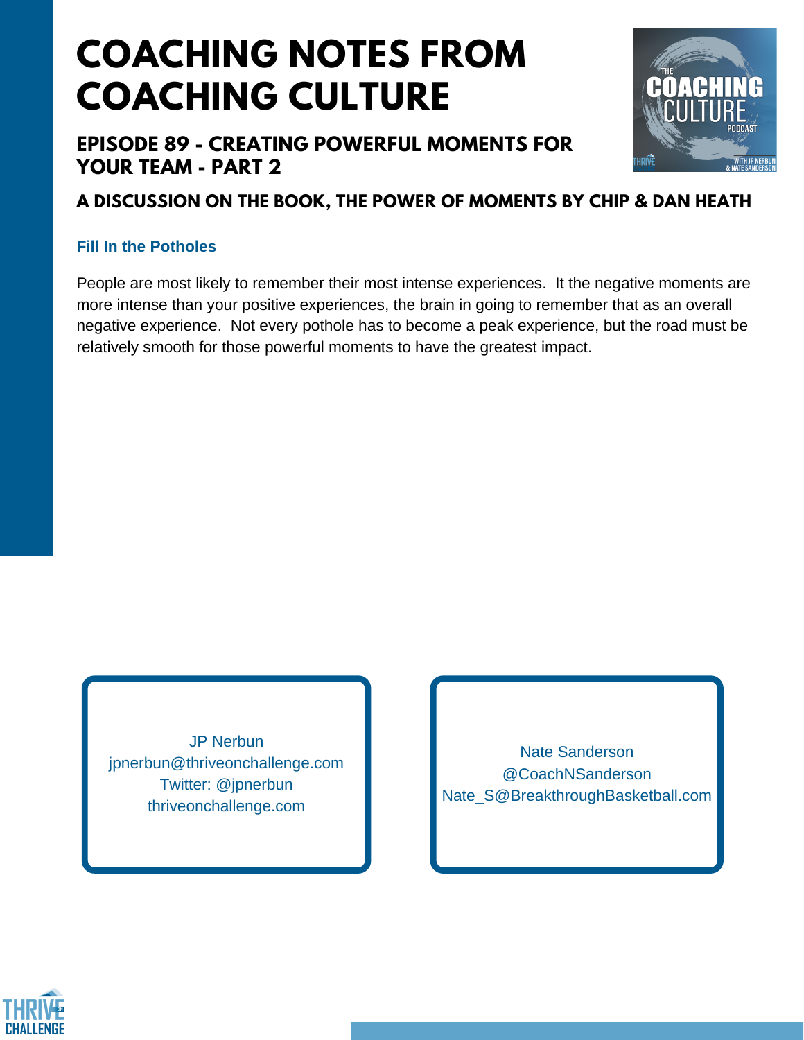# COACHING NOTES FROM COACHING CULTURE

## EPISODE 89 - CREATING POWERFUL MOMENTS FOR YOUR TEAM - PART 2

### A DISCUSSION ON THE BOOK, THE POWER OF MOMENTS BY CHIP & DAN HEATH

**Fill In the Potholes**

People are most likely to remember their most intense experiences. It the negative moments are more intense than your positive experiences, the brain in going to remember that as an overall negative experience. Not every pothole has to become a peak experience, but the road must be relatively smooth for those powerful moments to have the greatest impact.

JP Nerbun
jpnerbun@thriveonchallenge.com
Twitter: @jpnerbun
thriveonchallenge.com

Nate Sanderson
@CoachNSanderson
Nate_S@BreakthroughBasketball.com